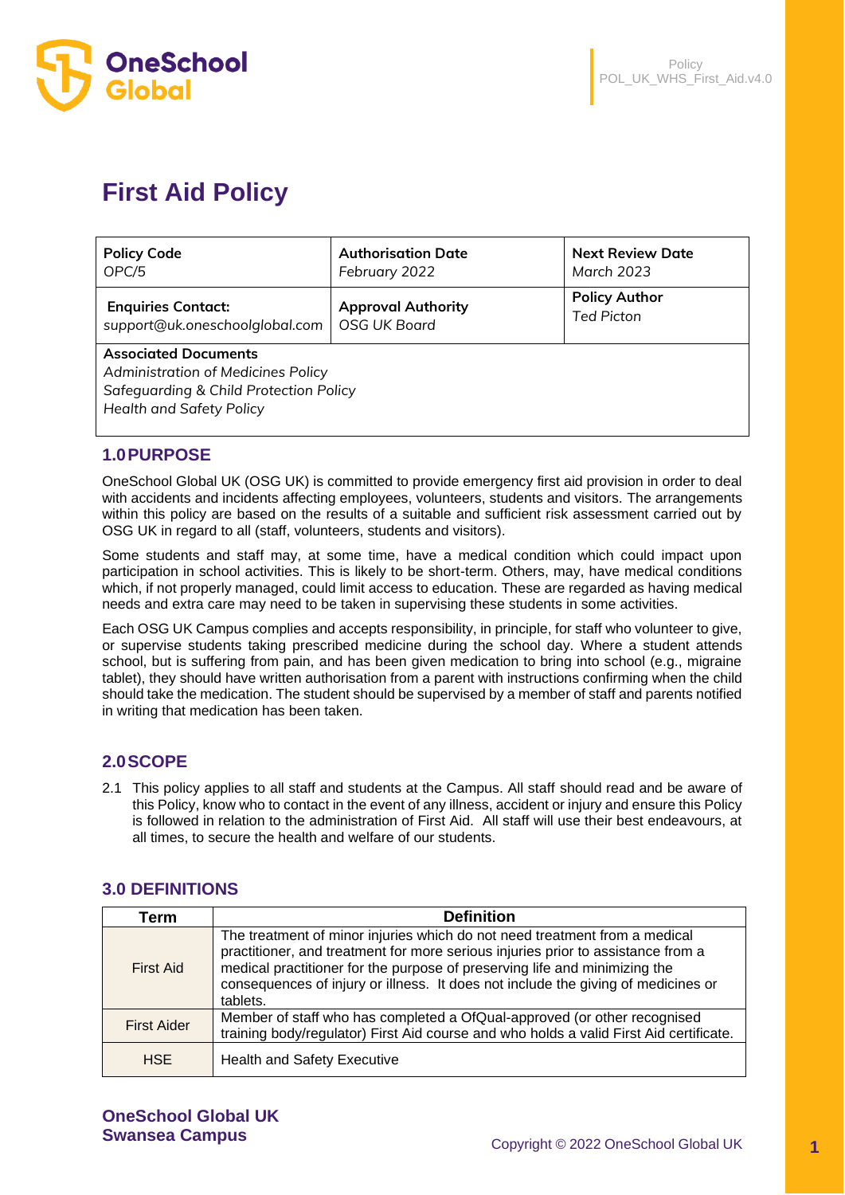# First Aid Policy

| **Policy Code**<br>*OPC/5* | **Authorisation Date**<br>*February 2022* | **Next Review Date**<br>*March 2023* |
|---|---|---|
| **Enquiries Contact:**<br>*support@uk.oneschoolglobal.com* | **Approval Authority**<br>*OSG UK Board* | **Policy Author**<br>*Ted Picton* |
| **Associated Documents**<br>*Administration of Medicines Policy*<br>*Safeguarding & Child Protection Policy*<br>*Health and Safety Policy* | | |

## 1.0 PURPOSE

OneSchool Global UK (OSG UK) is committed to provide emergency first aid provision in order to deal with accidents and incidents affecting employees, volunteers, students and visitors. The arrangements within this policy are based on the results of a suitable and sufficient risk assessment carried out by OSG UK in regard to all (staff, volunteers, students and visitors).

Some students and staff may, at some time, have a medical condition which could impact upon participation in school activities. This is likely to be short-term. Others, may, have medical conditions which, if not properly managed, could limit access to education. These are regarded as having medical needs and extra care may need to be taken in supervising these students in some activities.

Each OSG UK Campus complies and accepts responsibility, in principle, for staff who volunteer to give, or supervise students taking prescribed medicine during the school day. Where a student attends school, but is suffering from pain, and has been given medication to bring into school (e.g., migraine tablet), they should have written authorisation from a parent with instructions confirming when the child should take the medication. The student should be supervised by a member of staff and parents notified in writing that medication has been taken.

## 2.0 SCOPE

2.1 This policy applies to all staff and students at the Campus. All staff should read and be aware of this Policy, know who to contact in the event of any illness, accident or injury and ensure this Policy is followed in relation to the administration of First Aid. All staff will use their best endeavours, at all times, to secure the health and welfare of our students.

## 3.0 DEFINITIONS

| Term | Definition |
|---|---|
| First Aid | The treatment of minor injuries which do not need treatment from a medical practitioner, and treatment for more serious injuries prior to assistance from a medical practitioner for the purpose of preserving life and minimizing the consequences of injury or illness. It does not include the giving of medicines or tablets. |
| First Aider | Member of staff who has completed a OfQual-approved (or other recognised training body/regulator) First Aid course and who holds a valid First Aid certificate. |
| HSE | Health and Safety Executive |

**OneSchool Global UK**
**Swansea Campus**

Copyright © 2022 OneSchool Global UK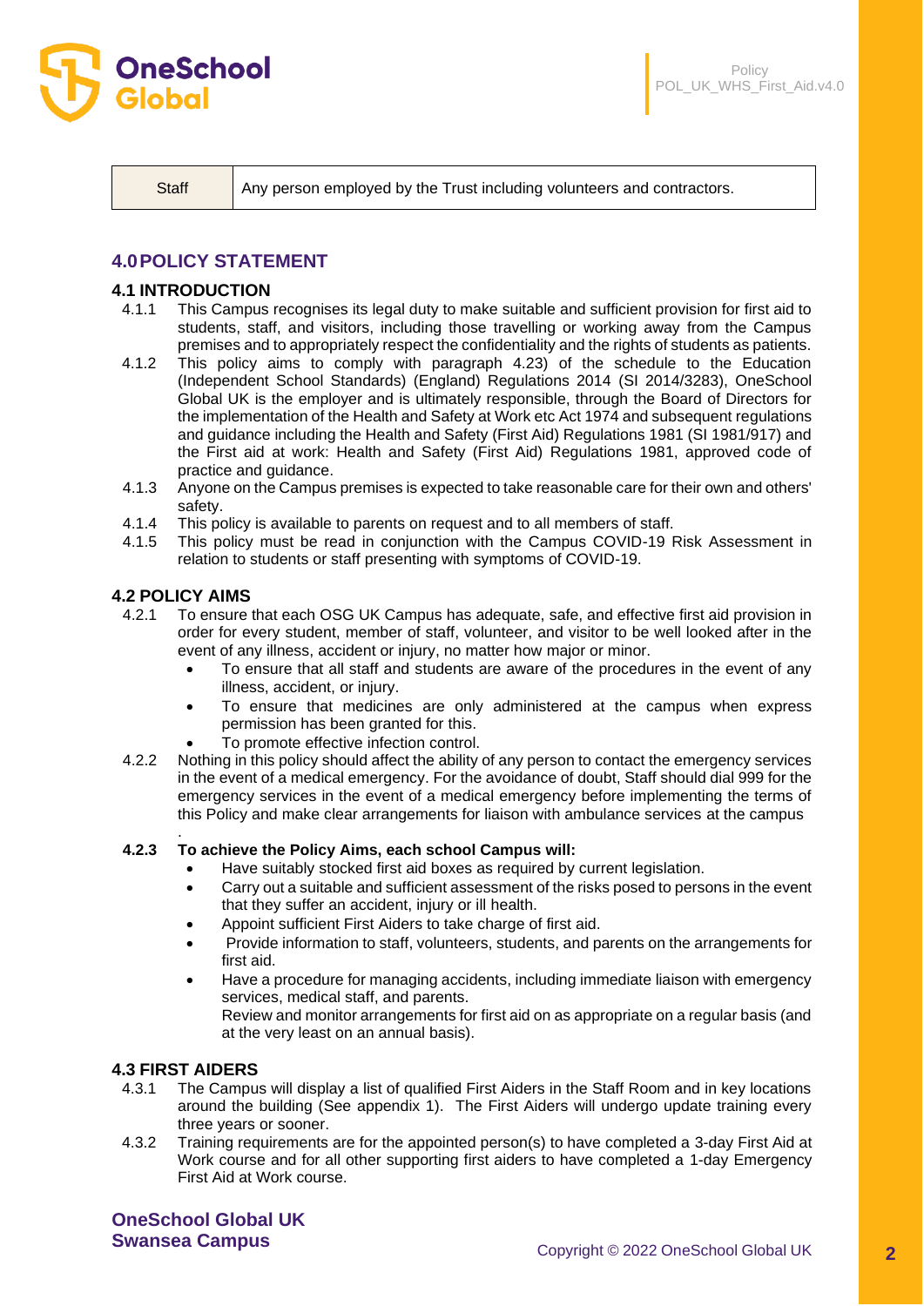| Staff | Any person employed by the Trust including volunteers and contractors. |
|---|---|

## 4.0 POLICY STATEMENT

### 4.1 INTRODUCTION

4.1.1 This Campus recognises its legal duty to make suitable and sufficient provision for first aid to students, staff, and visitors, including those travelling or working away from the Campus premises and to appropriately respect the confidentiality and the rights of students as patients.

4.1.2 This policy aims to comply with paragraph 4.23) of the schedule to the Education (Independent School Standards) (England) Regulations 2014 (SI 2014/3283), OneSchool Global UK is the employer and is ultimately responsible, through the Board of Directors for the implementation of the Health and Safety at Work etc Act 1974 and subsequent regulations and guidance including the Health and Safety (First Aid) Regulations 1981 (SI 1981/917) and the First aid at work: Health and Safety (First Aid) Regulations 1981, approved code of practice and guidance.

4.1.3 Anyone on the Campus premises is expected to take reasonable care for their own and others' safety.

4.1.4 This policy is available to parents on request and to all members of staff.

4.1.5 This policy must be read in conjunction with the Campus COVID-19 Risk Assessment in relation to students or staff presenting with symptoms of COVID-19.

### 4.2 POLICY AIMS

4.2.1 To ensure that each OSG UK Campus has adequate, safe, and effective first aid provision in order for every student, member of staff, volunteer, and visitor to be well looked after in the event of any illness, accident or injury, no matter how major or minor.

- To ensure that all staff and students are aware of the procedures in the event of any illness, accident, or injury.
- To ensure that medicines are only administered at the campus when express permission has been granted for this.
- To promote effective infection control.

4.2.2 Nothing in this policy should affect the ability of any person to contact the emergency services in the event of a medical emergency. For the avoidance of doubt, Staff should dial 999 for the emergency services in the event of a medical emergency before implementing the terms of this Policy and make clear arrangements for liaison with ambulance services at the campus

.

**4.2.3 To achieve the Policy Aims, each school Campus will:**

- Have suitably stocked first aid boxes as required by current legislation.
- Carry out a suitable and sufficient assessment of the risks posed to persons in the event that they suffer an accident, injury or ill health.
- Appoint sufficient First Aiders to take charge of first aid.
- Provide information to staff, volunteers, students, and parents on the arrangements for first aid.
- Have a procedure for managing accidents, including immediate liaison with emergency services, medical staff, and parents.
  Review and monitor arrangements for first aid on as appropriate on a regular basis (and at the very least on an annual basis).

### 4.3 FIRST AIDERS

4.3.1 The Campus will display a list of qualified First Aiders in the Staff Room and in key locations around the building (See appendix 1). The First Aiders will undergo update training every three years or sooner.

4.3.2 Training requirements are for the appointed person(s) to have completed a 3-day First Aid at Work course and for all other supporting first aiders to have completed a 1-day Emergency First Aid at Work course.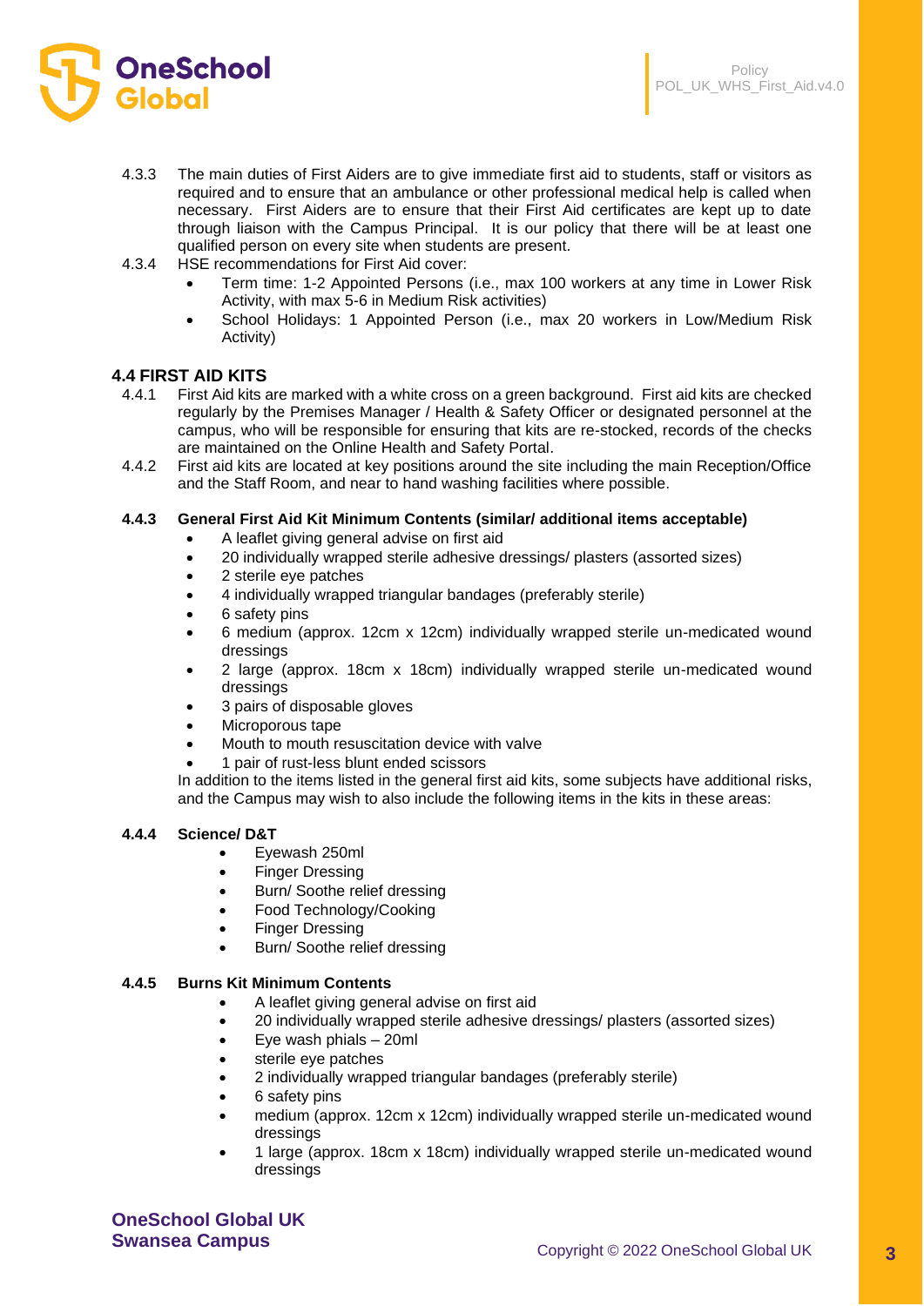4.3.3 The main duties of First Aiders are to give immediate first aid to students, staff or visitors as required and to ensure that an ambulance or other professional medical help is called when necessary. First Aiders are to ensure that their First Aid certificates are kept up to date through liaison with the Campus Principal. It is our policy that there will be at least one qualified person on every site when students are present.

4.3.4 HSE recommendations for First Aid cover:

- Term time: 1-2 Appointed Persons (i.e., max 100 workers at any time in Lower Risk Activity, with max 5-6 in Medium Risk activities)
- School Holidays: 1 Appointed Person (i.e., max 20 workers in Low/Medium Risk Activity)

## 4.4 FIRST AID KITS

4.4.1 First Aid kits are marked with a white cross on a green background. First aid kits are checked regularly by the Premises Manager / Health & Safety Officer or designated personnel at the campus, who will be responsible for ensuring that kits are re-stocked, records of the checks are maintained on the Online Health and Safety Portal.

4.4.2 First aid kits are located at key positions around the site including the main Reception/Office and the Staff Room, and near to hand washing facilities where possible.

### 4.4.3 General First Aid Kit Minimum Contents (similar/ additional items acceptable)

- A leaflet giving general advise on first aid
- 20 individually wrapped sterile adhesive dressings/ plasters (assorted sizes)
- 2 sterile eye patches
- 4 individually wrapped triangular bandages (preferably sterile)
- 6 safety pins
- 6 medium (approx. 12cm x 12cm) individually wrapped sterile un-medicated wound dressings
- 2 large (approx. 18cm x 18cm) individually wrapped sterile un-medicated wound dressings
- 3 pairs of disposable gloves
- Microporous tape
- Mouth to mouth resuscitation device with valve
- 1 pair of rust-less blunt ended scissors

In addition to the items listed in the general first aid kits, some subjects have additional risks, and the Campus may wish to also include the following items in the kits in these areas:

### 4.4.4 Science/ D&T

- Eyewash 250ml
- Finger Dressing
- Burn/ Soothe relief dressing
- Food Technology/Cooking
- Finger Dressing
- Burn/ Soothe relief dressing

### 4.4.5 Burns Kit Minimum Contents

- A leaflet giving general advise on first aid
- 20 individually wrapped sterile adhesive dressings/ plasters (assorted sizes)
- Eye wash phials – 20ml
- sterile eye patches
- 2 individually wrapped triangular bandages (preferably sterile)
- 6 safety pins
- medium (approx. 12cm x 12cm) individually wrapped sterile un-medicated wound dressings
- 1 large (approx. 18cm x 18cm) individually wrapped sterile un-medicated wound dressings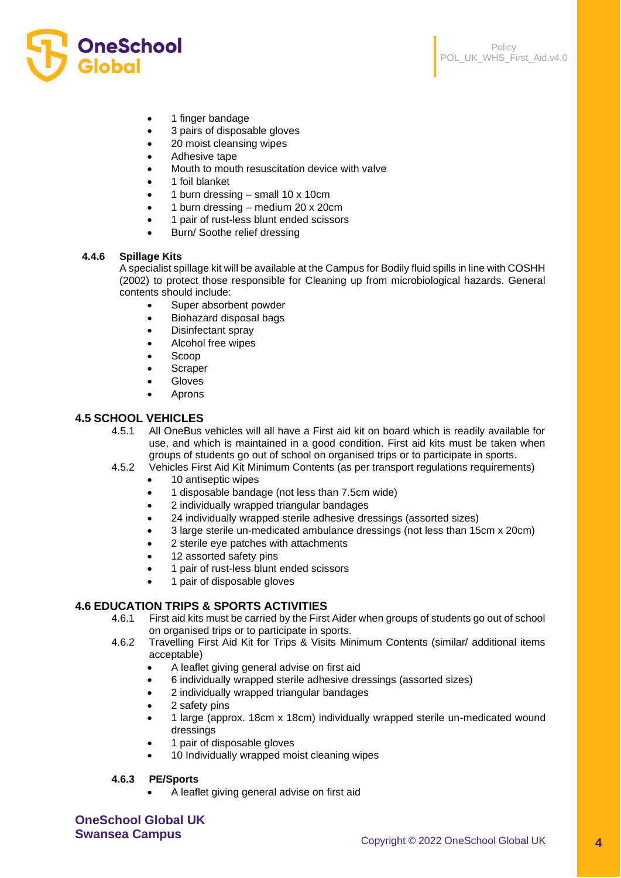- 1 finger bandage
- 3 pairs of disposable gloves
- 20 moist cleansing wipes
- Adhesive tape
- Mouth to mouth resuscitation device with valve
- 1 foil blanket
- 1 burn dressing – small 10 x 10cm
- 1 burn dressing – medium 20 x 20cm
- 1 pair of rust-less blunt ended scissors
- Burn/ Soothe relief dressing

#### 4.4.6 Spillage Kits

A specialist spillage kit will be available at the Campus for Bodily fluid spills in line with COSHH (2002) to protect those responsible for Cleaning up from microbiological hazards. General contents should include:

- Super absorbent powder
- Biohazard disposal bags
- Disinfectant spray
- Alcohol free wipes
- Scoop
- Scraper
- Gloves
- Aprons

### 4.5 SCHOOL VEHICLES

4.5.1 All OneBus vehicles will all have a First aid kit on board which is readily available for use, and which is maintained in a good condition. First aid kits must be taken when groups of students go out of school on organised trips or to participate in sports.

4.5.2 Vehicles First Aid Kit Minimum Contents (as per transport regulations requirements)

- 10 antiseptic wipes
- 1 disposable bandage (not less than 7.5cm wide)
- 2 individually wrapped triangular bandages
- 24 individually wrapped sterile adhesive dressings (assorted sizes)
- 3 large sterile un-medicated ambulance dressings (not less than 15cm x 20cm)
- 2 sterile eye patches with attachments
- 12 assorted safety pins
- 1 pair of rust-less blunt ended scissors
- 1 pair of disposable gloves

### 4.6 EDUCATION TRIPS & SPORTS ACTIVITIES

4.6.1 First aid kits must be carried by the First Aider when groups of students go out of school on organised trips or to participate in sports.

4.6.2 Travelling First Aid Kit for Trips & Visits Minimum Contents (similar/ additional items acceptable)

- A leaflet giving general advise on first aid
- 6 individually wrapped sterile adhesive dressings (assorted sizes)
- 2 individually wrapped triangular bandages
- 2 safety pins
- 1 large (approx. 18cm x 18cm) individually wrapped sterile un-medicated wound dressings
- 1 pair of disposable gloves
- 10 Individually wrapped moist cleaning wipes

#### 4.6.3 PE/Sports

- A leaflet giving general advise on first aid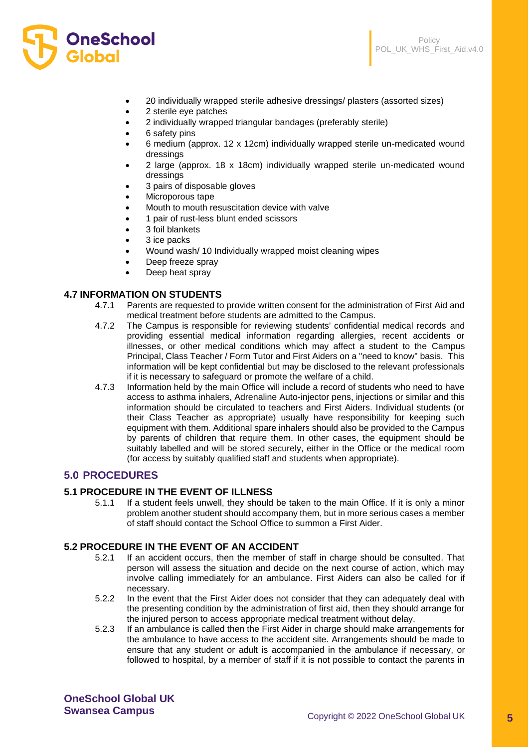- 20 individually wrapped sterile adhesive dressings/ plasters (assorted sizes)
- 2 sterile eye patches
- 2 individually wrapped triangular bandages (preferably sterile)
- 6 safety pins
- 6 medium (approx. 12 x 12cm) individually wrapped sterile un-medicated wound dressings
- 2 large (approx. 18 x 18cm) individually wrapped sterile un-medicated wound dressings
- 3 pairs of disposable gloves
- Microporous tape
- Mouth to mouth resuscitation device with valve
- 1 pair of rust-less blunt ended scissors
- 3 foil blankets
- 3 ice packs
- Wound wash/ 10 Individually wrapped moist cleaning wipes
- Deep freeze spray
- Deep heat spray

### 4.7 INFORMATION ON STUDENTS

4.7.1 Parents are requested to provide written consent for the administration of First Aid and medical treatment before students are admitted to the Campus.

4.7.2 The Campus is responsible for reviewing students' confidential medical records and providing essential medical information regarding allergies, recent accidents or illnesses, or other medical conditions which may affect a student to the Campus Principal, Class Teacher / Form Tutor and First Aiders on a "need to know" basis. This information will be kept confidential but may be disclosed to the relevant professionals if it is necessary to safeguard or promote the welfare of a child.

4.7.3 Information held by the main Office will include a record of students who need to have access to asthma inhalers, Adrenaline Auto-injector pens, injections or similar and this information should be circulated to teachers and First Aiders. Individual students (or their Class Teacher as appropriate) usually have responsibility for keeping such equipment with them. Additional spare inhalers should also be provided to the Campus by parents of children that require them. In other cases, the equipment should be suitably labelled and will be stored securely, either in the Office or the medical room (for access by suitably qualified staff and students when appropriate).

## 5.0 PROCEDURES

### 5.1 PROCEDURE IN THE EVENT OF ILLNESS

5.1.1 If a student feels unwell, they should be taken to the main Office. If it is only a minor problem another student should accompany them, but in more serious cases a member of staff should contact the School Office to summon a First Aider.

### 5.2 PROCEDURE IN THE EVENT OF AN ACCIDENT

5.2.1 If an accident occurs, then the member of staff in charge should be consulted. That person will assess the situation and decide on the next course of action, which may involve calling immediately for an ambulance. First Aiders can also be called for if necessary.

5.2.2 In the event that the First Aider does not consider that they can adequately deal with the presenting condition by the administration of first aid, then they should arrange for the injured person to access appropriate medical treatment without delay.

5.2.3 If an ambulance is called then the First Aider in charge should make arrangements for the ambulance to have access to the accident site. Arrangements should be made to ensure that any student or adult is accompanied in the ambulance if necessary, or followed to hospital, by a member of staff if it is not possible to contact the parents in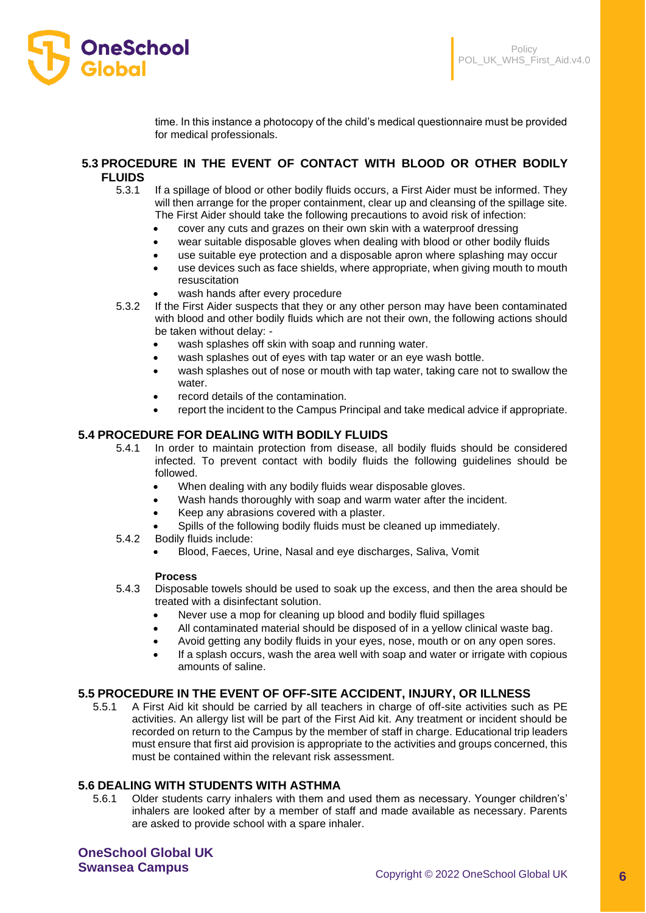time. In this instance a photocopy of the child's medical questionnaire must be provided for medical professionals.

## 5.3 PROCEDURE IN THE EVENT OF CONTACT WITH BLOOD OR OTHER BODILY FLUIDS

5.3.1 If a spillage of blood or other bodily fluids occurs, a First Aider must be informed. They will then arrange for the proper containment, clear up and cleansing of the spillage site. The First Aider should take the following precautions to avoid risk of infection:

- cover any cuts and grazes on their own skin with a waterproof dressing
- wear suitable disposable gloves when dealing with blood or other bodily fluids
- use suitable eye protection and a disposable apron where splashing may occur
- use devices such as face shields, where appropriate, when giving mouth to mouth resuscitation
- wash hands after every procedure

5.3.2 If the First Aider suspects that they or any other person may have been contaminated with blood and other bodily fluids which are not their own, the following actions should be taken without delay: -

- wash splashes off skin with soap and running water.
- wash splashes out of eyes with tap water or an eye wash bottle.
- wash splashes out of nose or mouth with tap water, taking care not to swallow the water.
- record details of the contamination.
- report the incident to the Campus Principal and take medical advice if appropriate.

## 5.4 PROCEDURE FOR DEALING WITH BODILY FLUIDS

5.4.1 In order to maintain protection from disease, all bodily fluids should be considered infected. To prevent contact with bodily fluids the following guidelines should be followed.

- When dealing with any bodily fluids wear disposable gloves.
- Wash hands thoroughly with soap and warm water after the incident.
- Keep any abrasions covered with a plaster.
- Spills of the following bodily fluids must be cleaned up immediately.

5.4.2 Bodily fluids include:

- Blood, Faeces, Urine, Nasal and eye discharges, Saliva, Vomit

**Process**

5.4.3 Disposable towels should be used to soak up the excess, and then the area should be treated with a disinfectant solution.

- Never use a mop for cleaning up blood and bodily fluid spillages
- All contaminated material should be disposed of in a yellow clinical waste bag.
- Avoid getting any bodily fluids in your eyes, nose, mouth or on any open sores.
- If a splash occurs, wash the area well with soap and water or irrigate with copious amounts of saline.

## 5.5 PROCEDURE IN THE EVENT OF OFF-SITE ACCIDENT, INJURY, OR ILLNESS

5.5.1 A First Aid kit should be carried by all teachers in charge of off-site activities such as PE activities. An allergy list will be part of the First Aid kit. Any treatment or incident should be recorded on return to the Campus by the member of staff in charge. Educational trip leaders must ensure that first aid provision is appropriate to the activities and groups concerned, this must be contained within the relevant risk assessment.

## 5.6 DEALING WITH STUDENTS WITH ASTHMA

5.6.1 Older students carry inhalers with them and used them as necessary. Younger children's' inhalers are looked after by a member of staff and made available as necessary. Parents are asked to provide school with a spare inhaler.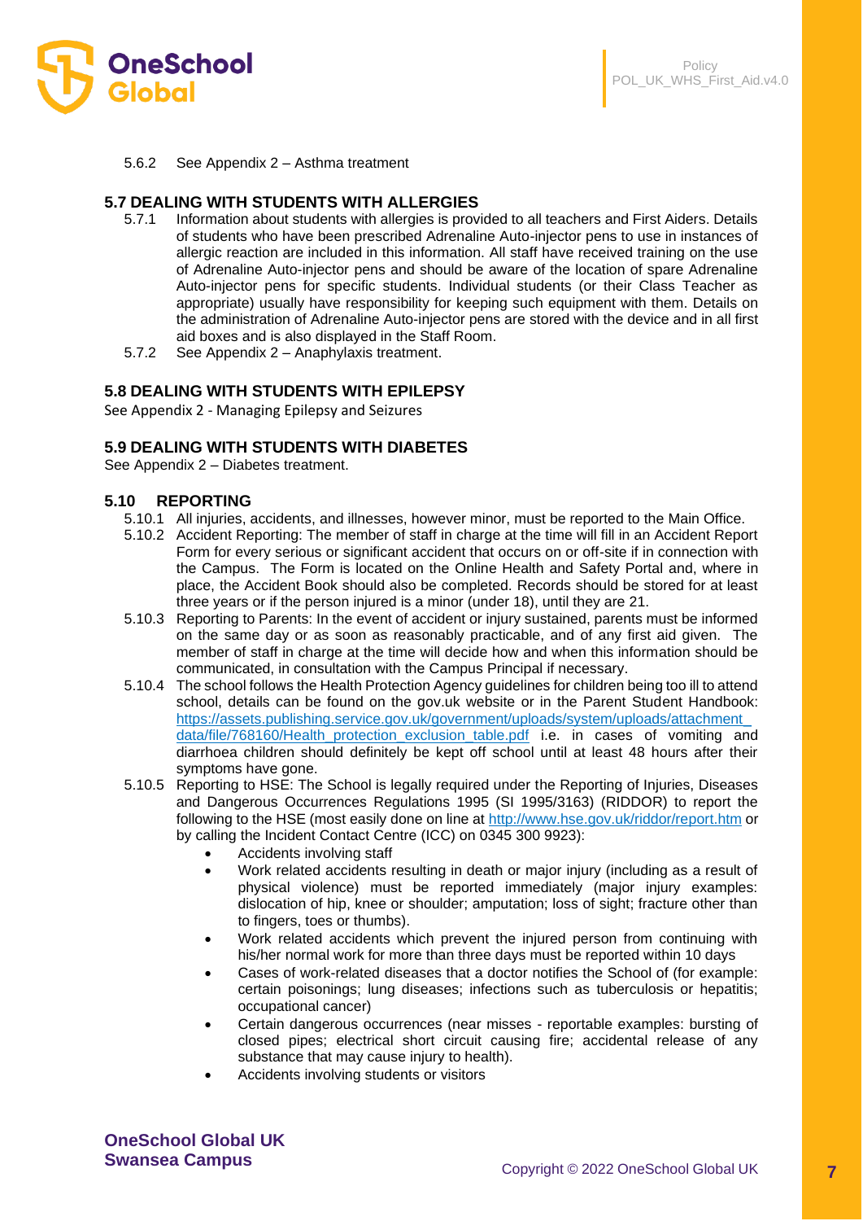5.6.2 See Appendix 2 – Asthma treatment

## 5.7 DEALING WITH STUDENTS WITH ALLERGIES

5.7.1 Information about students with allergies is provided to all teachers and First Aiders. Details of students who have been prescribed Adrenaline Auto-injector pens to use in instances of allergic reaction are included in this information. All staff have received training on the use of Adrenaline Auto-injector pens and should be aware of the location of spare Adrenaline Auto-injector pens for specific students. Individual students (or their Class Teacher as appropriate) usually have responsibility for keeping such equipment with them. Details on the administration of Adrenaline Auto-injector pens are stored with the device and in all first aid boxes and is also displayed in the Staff Room.

5.7.2 See Appendix 2 – Anaphylaxis treatment.

## 5.8 DEALING WITH STUDENTS WITH EPILEPSY

See Appendix 2 - Managing Epilepsy and Seizures

## 5.9 DEALING WITH STUDENTS WITH DIABETES

See Appendix 2 – Diabetes treatment.

## 5.10 REPORTING

5.10.1 All injuries, accidents, and illnesses, however minor, must be reported to the Main Office.

5.10.2 Accident Reporting: The member of staff in charge at the time will fill in an Accident Report Form for every serious or significant accident that occurs on or off-site if in connection with the Campus. The Form is located on the Online Health and Safety Portal and, where in place, the Accident Book should also be completed. Records should be stored for at least three years or if the person injured is a minor (under 18), until they are 21.

5.10.3 Reporting to Parents: In the event of accident or injury sustained, parents must be informed on the same day or as soon as reasonably practicable, and of any first aid given. The member of staff in charge at the time will decide how and when this information should be communicated, in consultation with the Campus Principal if necessary.

5.10.4 The school follows the Health Protection Agency guidelines for children being too ill to attend school, details can be found on the gov.uk website or in the Parent Student Handbook: https://assets.publishing.service.gov.uk/government/uploads/system/uploads/attachment_data/file/768160/Health_protection_exclusion_table.pdf i.e. in cases of vomiting and diarrhoea children should definitely be kept off school until at least 48 hours after their symptoms have gone.

5.10.5 Reporting to HSE: The School is legally required under the Reporting of Injuries, Diseases and Dangerous Occurrences Regulations 1995 (SI 1995/3163) (RIDDOR) to report the following to the HSE (most easily done on line at http://www.hse.gov.uk/riddor/report.htm or by calling the Incident Contact Centre (ICC) on 0345 300 9923):

- Accidents involving staff
- Work related accidents resulting in death or major injury (including as a result of physical violence) must be reported immediately (major injury examples: dislocation of hip, knee or shoulder; amputation; loss of sight; fracture other than to fingers, toes or thumbs).
- Work related accidents which prevent the injured person from continuing with his/her normal work for more than three days must be reported within 10 days
- Cases of work-related diseases that a doctor notifies the School of (for example: certain poisonings; lung diseases; infections such as tuberculosis or hepatitis; occupational cancer)
- Certain dangerous occurrences (near misses - reportable examples: bursting of closed pipes; electrical short circuit causing fire; accidental release of any substance that may cause injury to health).
- Accidents involving students or visitors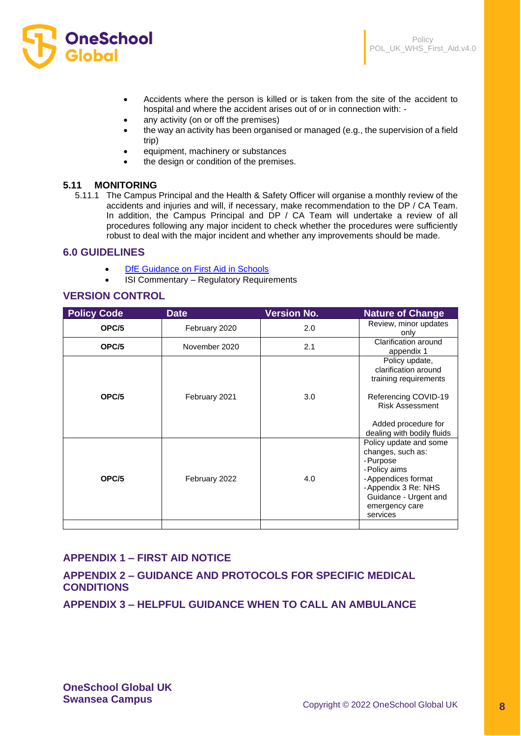- Accidents where the person is killed or is taken from the site of the accident to hospital and where the accident arises out of or in connection with: -
- any activity (on or off the premises)
- the way an activity has been organised or managed (e.g., the supervision of a field trip)
- equipment, machinery or substances
- the design or condition of the premises.

### 5.11 MONITORING

5.11.1 The Campus Principal and the Health & Safety Officer will organise a monthly review of the accidents and injuries and will, if necessary, make recommendation to the DP / CA Team. In addition, the Campus Principal and DP / CA Team will undertake a review of all procedures following any major incident to check whether the procedures were sufficiently robust to deal with the major incident and whether any improvements should be made.

## 6.0 GUIDELINES

- DfE Guidance on First Aid in Schools
- ISI Commentary – Regulatory Requirements

## VERSION CONTROL

| Policy Code | Date | Version No. | Nature of Change |
|---|---|---|---|
| OPC/5 | February 2020 | 2.0 | Review, minor updates only |
| OPC/5 | November 2020 | 2.1 | Clarification around appendix 1 |
| OPC/5 | February 2021 | 3.0 | Policy update, clarification around training requirements<br><br>Referencing COVID-19 Risk Assessment<br><br>Added procedure for dealing with bodily fluids |
| OPC/5 | February 2022 | 4.0 | Policy update and some changes, such as:<br>-Purpose<br>-Policy aims<br>-Appendices format<br>-Appendix 3 Re: NHS Guidance - Urgent and emergency care services |
| | | | |

## APPENDIX 1 – FIRST AID NOTICE

## APPENDIX 2 – GUIDANCE AND PROTOCOLS FOR SPECIFIC MEDICAL CONDITIONS

## APPENDIX 3 – HELPFUL GUIDANCE WHEN TO CALL AN AMBULANCE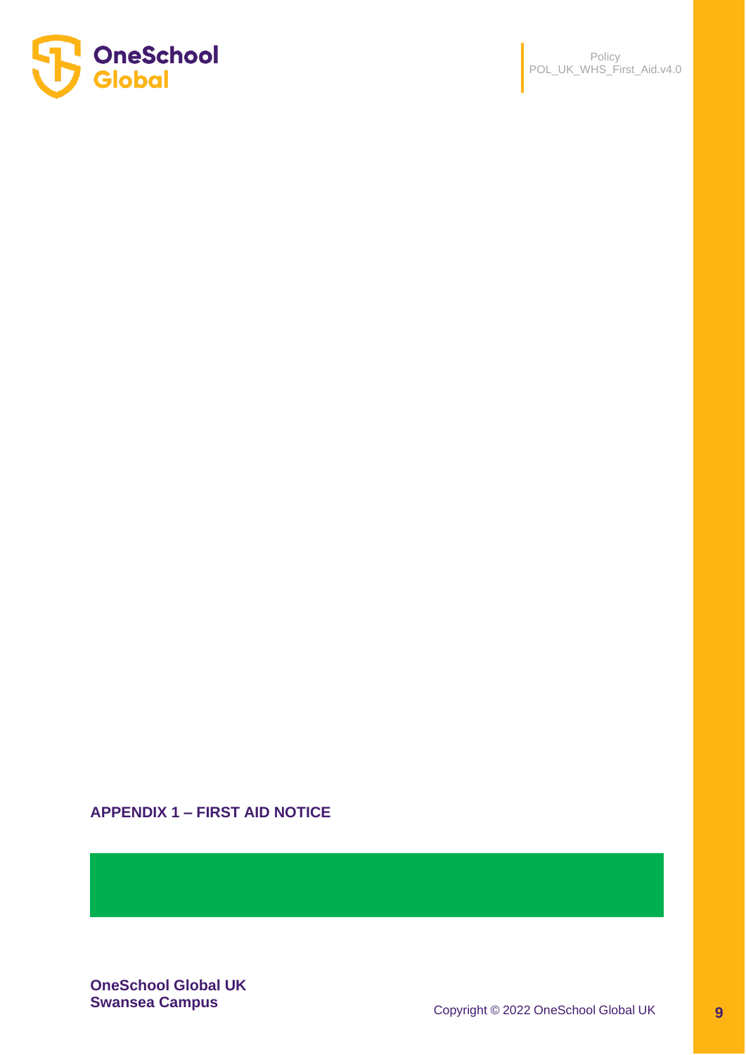## APPENDIX 1 – FIRST AID NOTICE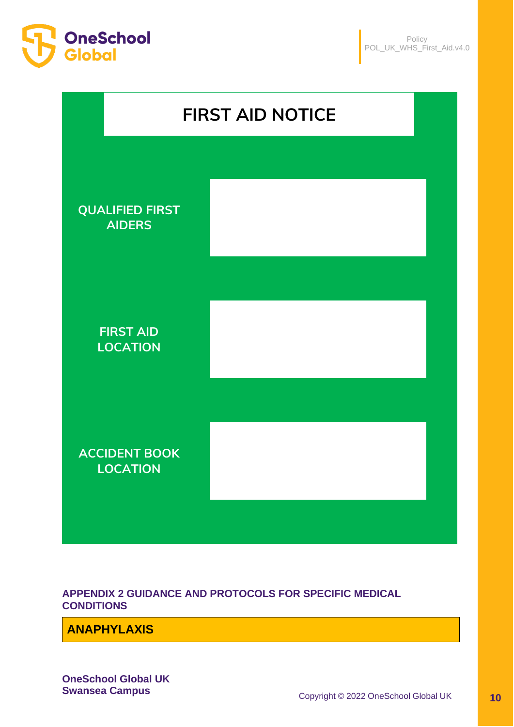## FIRST AID NOTICE

| | |
|---|---|
| QUALIFIED FIRST AIDERS | |
| FIRST AID LOCATION | |
| ACCIDENT BOOK LOCATION | |

## APPENDIX 2 GUIDANCE AND PROTOCOLS FOR SPECIFIC MEDICAL CONDITIONS

### ANAPHYLAXIS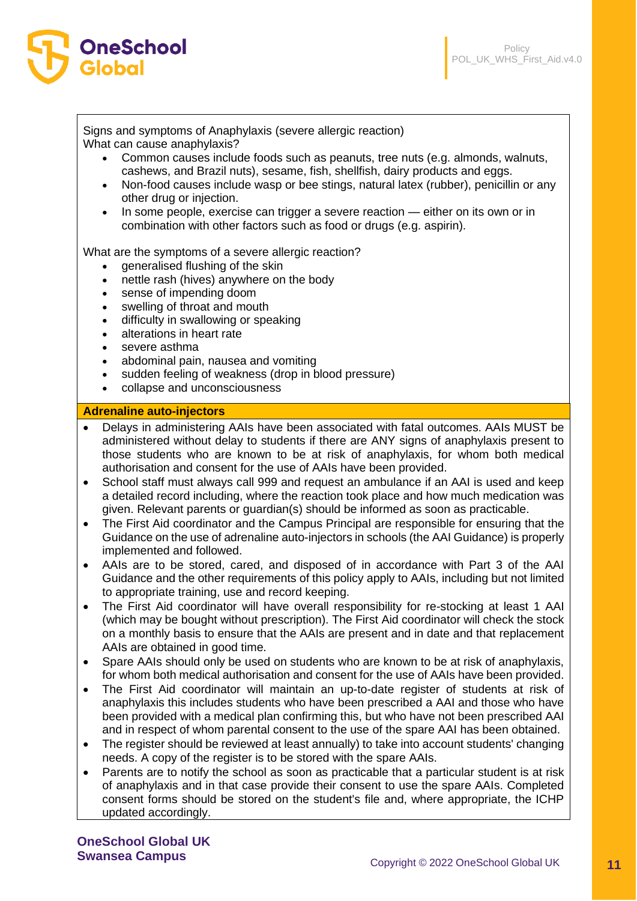Signs and symptoms of Anaphylaxis (severe allergic reaction)
What can cause anaphylaxis?

- Common causes include foods such as peanuts, tree nuts (e.g. almonds, walnuts, cashews, and Brazil nuts), sesame, fish, shellfish, dairy products and eggs.
- Non-food causes include wasp or bee stings, natural latex (rubber), penicillin or any other drug or injection.
- In some people, exercise can trigger a severe reaction — either on its own or in combination with other factors such as food or drugs (e.g. aspirin).

What are the symptoms of a severe allergic reaction?

- generalised flushing of the skin
- nettle rash (hives) anywhere on the body
- sense of impending doom
- swelling of throat and mouth
- difficulty in swallowing or speaking
- alterations in heart rate
- severe asthma
- abdominal pain, nausea and vomiting
- sudden feeling of weakness (drop in blood pressure)
- collapse and unconsciousness

**Adrenaline auto-injectors**

- Delays in administering AAIs have been associated with fatal outcomes. AAIs MUST be administered without delay to students if there are ANY signs of anaphylaxis present to those students who are known to be at risk of anaphylaxis, for whom both medical authorisation and consent for the use of AAIs have been provided.
- School staff must always call 999 and request an ambulance if an AAI is used and keep a detailed record including, where the reaction took place and how much medication was given. Relevant parents or guardian(s) should be informed as soon as practicable.
- The First Aid coordinator and the Campus Principal are responsible for ensuring that the Guidance on the use of adrenaline auto-injectors in schools (the AAI Guidance) is properly implemented and followed.
- AAIs are to be stored, cared, and disposed of in accordance with Part 3 of the AAI Guidance and the other requirements of this policy apply to AAIs, including but not limited to appropriate training, use and record keeping.
- The First Aid coordinator will have overall responsibility for re-stocking at least 1 AAI (which may be bought without prescription). The First Aid coordinator will check the stock on a monthly basis to ensure that the AAIs are present and in date and that replacement AAIs are obtained in good time.
- Spare AAIs should only be used on students who are known to be at risk of anaphylaxis, for whom both medical authorisation and consent for the use of AAIs have been provided.
- The First Aid coordinator will maintain an up-to-date register of students at risk of anaphylaxis this includes students who have been prescribed a AAI and those who have been provided with a medical plan confirming this, but who have not been prescribed AAI and in respect of whom parental consent to the use of the spare AAI has been obtained.
- The register should be reviewed at least annually) to take into account students' changing needs. A copy of the register is to be stored with the spare AAIs.
- Parents are to notify the school as soon as practicable that a particular student is at risk of anaphylaxis and in that case provide their consent to use the spare AAIs. Completed consent forms should be stored on the student's file and, where appropriate, the ICHP updated accordingly.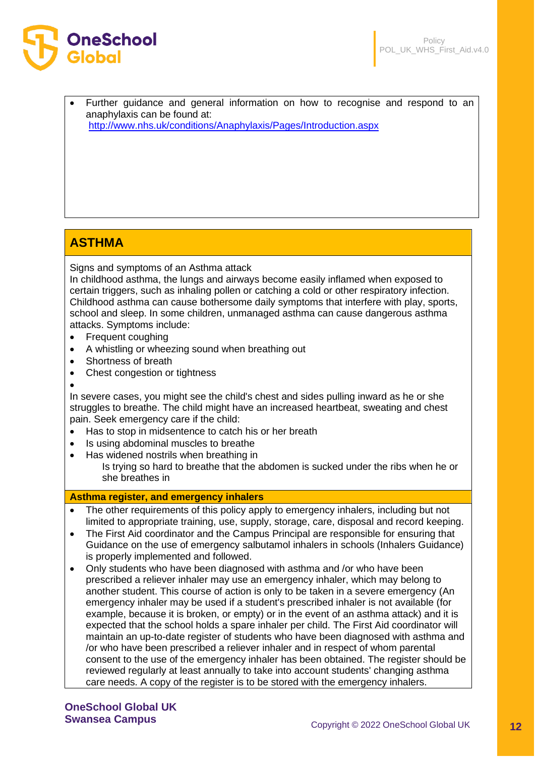- Further guidance and general information on how to recognise and respond to an anaphylaxis can be found at: http://www.nhs.uk/conditions/Anaphylaxis/Pages/Introduction.aspx

## ASTHMA

Signs and symptoms of an Asthma attack
In childhood asthma, the lungs and airways become easily inflamed when exposed to certain triggers, such as inhaling pollen or catching a cold or other respiratory infection. Childhood asthma can cause bothersome daily symptoms that interfere with play, sports, school and sleep. In some children, unmanaged asthma can cause dangerous asthma attacks. Symptoms include:

- Frequent coughing
- A whistling or wheezing sound when breathing out
- Shortness of breath
- Chest congestion or tightness
-

In severe cases, you might see the child's chest and sides pulling inward as he or she struggles to breathe. The child might have an increased heartbeat, sweating and chest pain. Seek emergency care if the child:

- Has to stop in midsentence to catch his or her breath
- Is using abdominal muscles to breathe
- Has widened nostrils when breathing in
  Is trying so hard to breathe that the abdomen is sucked under the ribs when he or she breathes in

### Asthma register, and emergency inhalers

- The other requirements of this policy apply to emergency inhalers, including but not limited to appropriate training, use, supply, storage, care, disposal and record keeping.
- The First Aid coordinator and the Campus Principal are responsible for ensuring that Guidance on the use of emergency salbutamol inhalers in schools (Inhalers Guidance) is properly implemented and followed.
- Only students who have been diagnosed with asthma and /or who have been prescribed a reliever inhaler may use an emergency inhaler, which may belong to another student. This course of action is only to be taken in a severe emergency (An emergency inhaler may be used if a student's prescribed inhaler is not available (for example, because it is broken, or empty) or in the event of an asthma attack) and it is expected that the school holds a spare inhaler per child. The First Aid coordinator will maintain an up-to-date register of students who have been diagnosed with asthma and /or who have been prescribed a reliever inhaler and in respect of whom parental consent to the use of the emergency inhaler has been obtained. The register should be reviewed regularly at least annually to take into account students' changing asthma care needs. A copy of the register is to be stored with the emergency inhalers.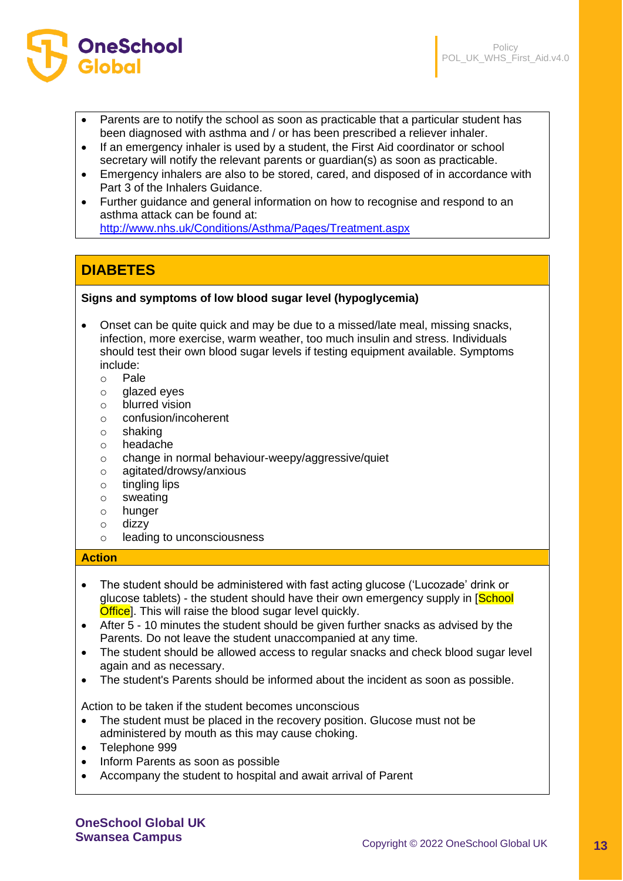- Parents are to notify the school as soon as practicable that a particular student has been diagnosed with asthma and / or has been prescribed a reliever inhaler.
- If an emergency inhaler is used by a student, the First Aid coordinator or school secretary will notify the relevant parents or guardian(s) as soon as practicable.
- Emergency inhalers are also to be stored, cared, and disposed of in accordance with Part 3 of the Inhalers Guidance.
- Further guidance and general information on how to recognise and respond to an asthma attack can be found at: http://www.nhs.uk/Conditions/Asthma/Pages/Treatment.aspx

## DIABETES

**Signs and symptoms of low blood sugar level (hypoglycemia)**

- Onset can be quite quick and may be due to a missed/late meal, missing snacks, infection, more exercise, warm weather, too much insulin and stress. Individuals should test their own blood sugar levels if testing equipment available. Symptoms include:
  - Pale
  - glazed eyes
  - blurred vision
  - confusion/incoherent
  - shaking
  - headache
  - change in normal behaviour-weepy/aggressive/quiet
  - agitated/drowsy/anxious
  - tingling lips
  - sweating
  - hunger
  - dizzy
  - leading to unconsciousness

### Action

- The student should be administered with fast acting glucose ('Lucozade' drink or glucose tablets) - the student should have their own emergency supply in [School Office]. This will raise the blood sugar level quickly.
- After 5 - 10 minutes the student should be given further snacks as advised by the Parents. Do not leave the student unaccompanied at any time.
- The student should be allowed access to regular snacks and check blood sugar level again and as necessary.
- The student's Parents should be informed about the incident as soon as possible.

Action to be taken if the student becomes unconscious

- The student must be placed in the recovery position. Glucose must not be administered by mouth as this may cause choking.
- Telephone 999
- Inform Parents as soon as possible
- Accompany the student to hospital and await arrival of Parent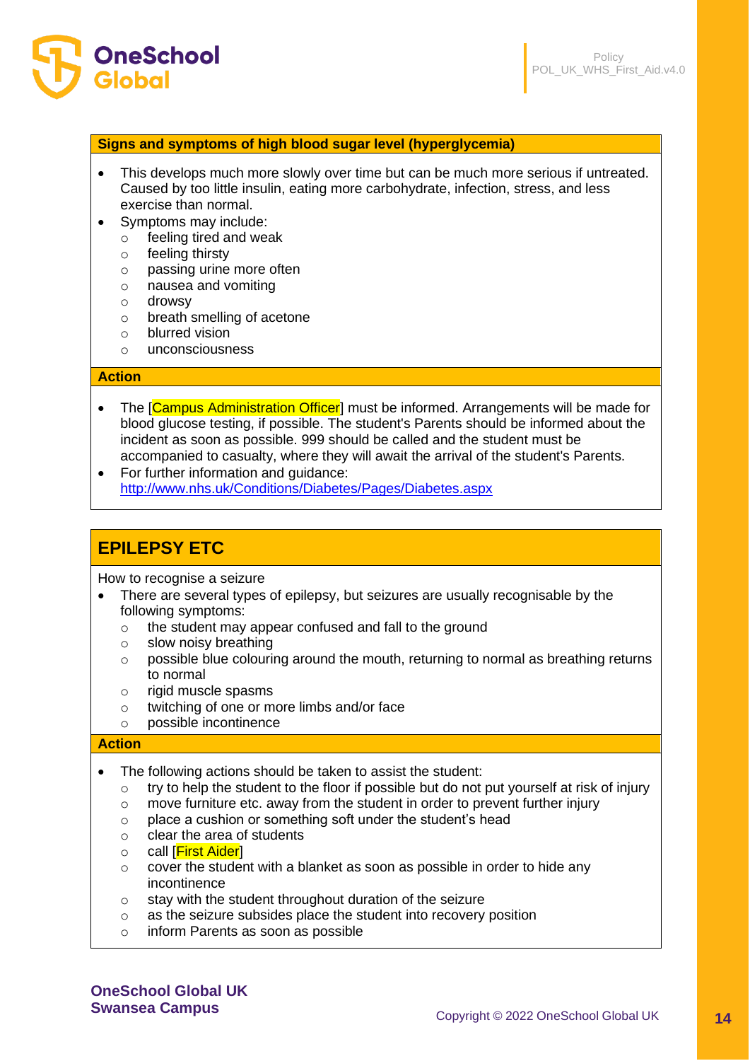**Signs and symptoms of high blood sugar level (hyperglycemia)**

- This develops much more slowly over time but can be much more serious if untreated. Caused by too little insulin, eating more carbohydrate, infection, stress, and less exercise than normal.
- Symptoms may include:
  - feeling tired and weak
  - feeling thirsty
  - passing urine more often
  - nausea and vomiting
  - drowsy
  - breath smelling of acetone
  - blurred vision
  - unconsciousness

**Action**

- The [Campus Administration Officer] must be informed. Arrangements will be made for blood glucose testing, if possible. The student's Parents should be informed about the incident as soon as possible. 999 should be called and the student must be accompanied to casualty, where they will await the arrival of the student's Parents.
- For further information and guidance: http://www.nhs.uk/Conditions/Diabetes/Pages/Diabetes.aspx

## EPILEPSY ETC

How to recognise a seizure

- There are several types of epilepsy, but seizures are usually recognisable by the following symptoms:
  - the student may appear confused and fall to the ground
  - slow noisy breathing
  - possible blue colouring around the mouth, returning to normal as breathing returns to normal
  - rigid muscle spasms
  - twitching of one or more limbs and/or face
  - possible incontinence

**Action**

- The following actions should be taken to assist the student:
  - try to help the student to the floor if possible but do not put yourself at risk of injury
  - move furniture etc. away from the student in order to prevent further injury
  - place a cushion or something soft under the student's head
  - clear the area of students
  - call [First Aider]
  - cover the student with a blanket as soon as possible in order to hide any incontinence
  - stay with the student throughout duration of the seizure
  - as the seizure subsides place the student into recovery position
  - inform Parents as soon as possible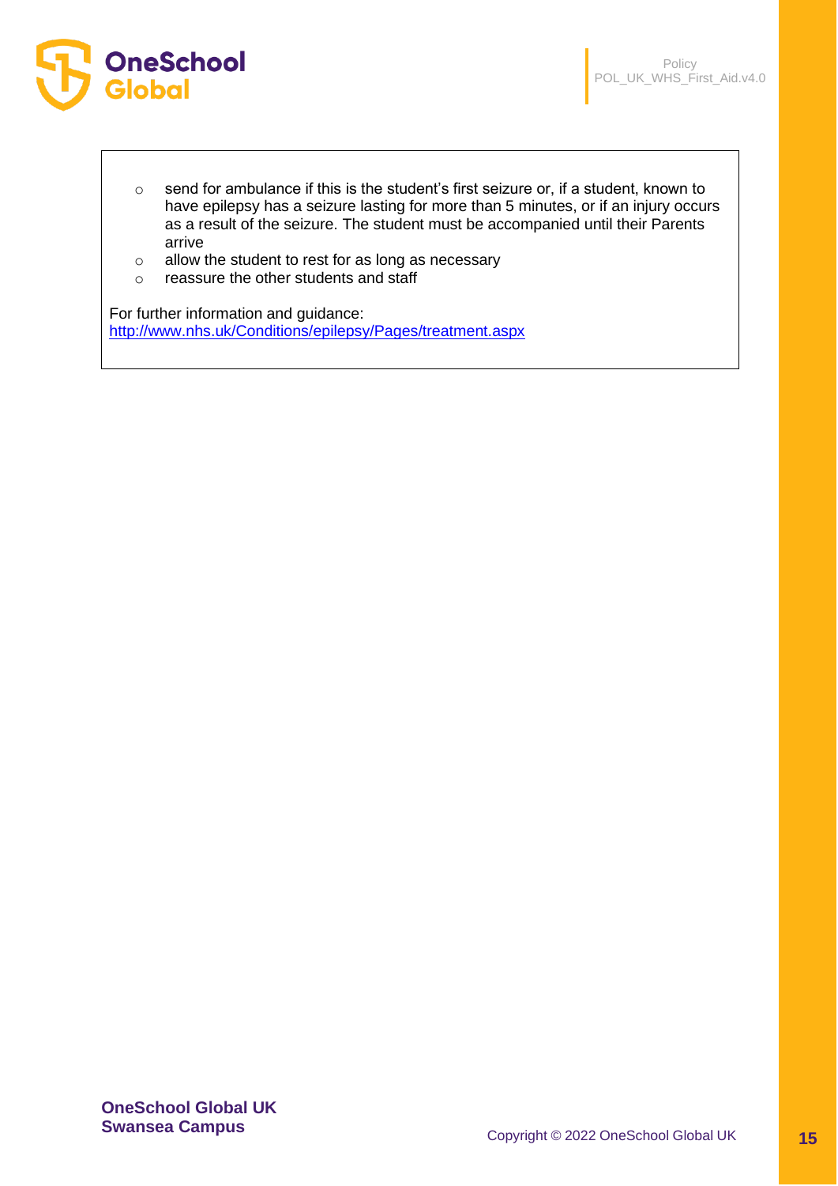- send for ambulance if this is the student's first seizure or, if a student, known to have epilepsy has a seizure lasting for more than 5 minutes, or if an injury occurs as a result of the seizure. The student must be accompanied until their Parents arrive
- allow the student to rest for as long as necessary
- reassure the other students and staff

For further information and guidance:
http://www.nhs.uk/Conditions/epilepsy/Pages/treatment.aspx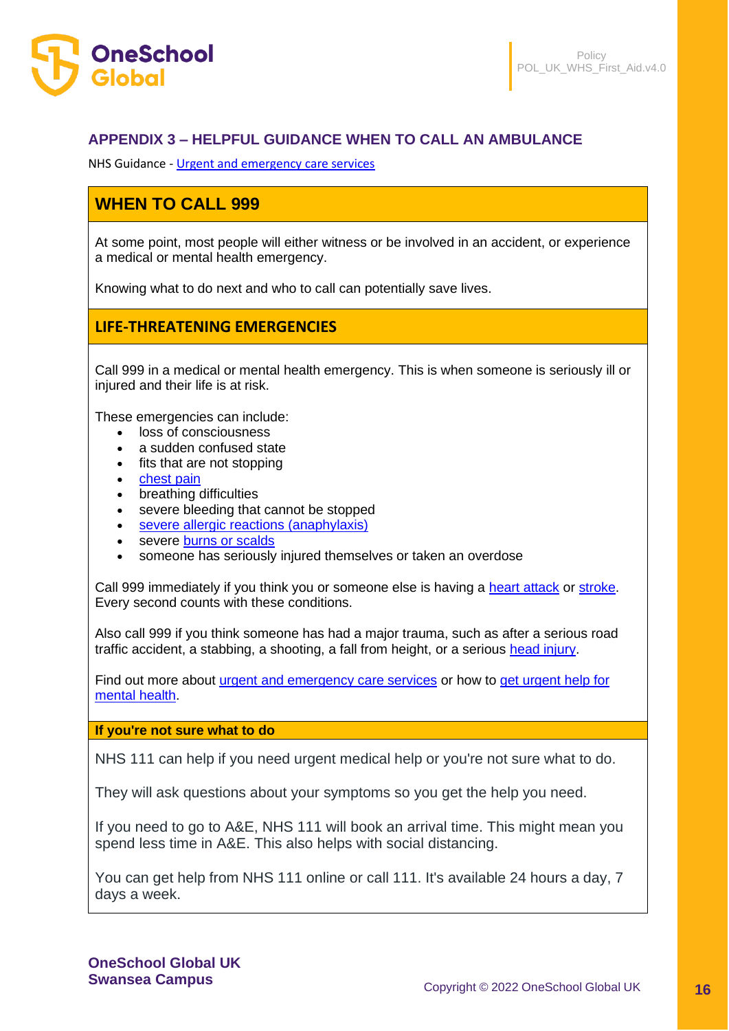## APPENDIX 3 – HELPFUL GUIDANCE WHEN TO CALL AN AMBULANCE

NHS Guidance - Urgent and emergency care services

### WHEN TO CALL 999

At some point, most people will either witness or be involved in an accident, or experience a medical or mental health emergency.

Knowing what to do next and who to call can potentially save lives.

### LIFE-THREATENING EMERGENCIES

Call 999 in a medical or mental health emergency. This is when someone is seriously ill or injured and their life is at risk.

These emergencies can include:

- loss of consciousness
- a sudden confused state
- fits that are not stopping
- chest pain
- breathing difficulties
- severe bleeding that cannot be stopped
- severe allergic reactions (anaphylaxis)
- severe burns or scalds
- someone has seriously injured themselves or taken an overdose

Call 999 immediately if you think you or someone else is having a heart attack or stroke. Every second counts with these conditions.

Also call 999 if you think someone has had a major trauma, such as after a serious road traffic accident, a stabbing, a shooting, a fall from height, or a serious head injury.

Find out more about urgent and emergency care services or how to get urgent help for mental health.

#### If you're not sure what to do

NHS 111 can help if you need urgent medical help or you're not sure what to do.

They will ask questions about your symptoms so you get the help you need.

If you need to go to A&E, NHS 111 will book an arrival time. This might mean you spend less time in A&E. This also helps with social distancing.

You can get help from NHS 111 online or call 111. It's available 24 hours a day, 7 days a week.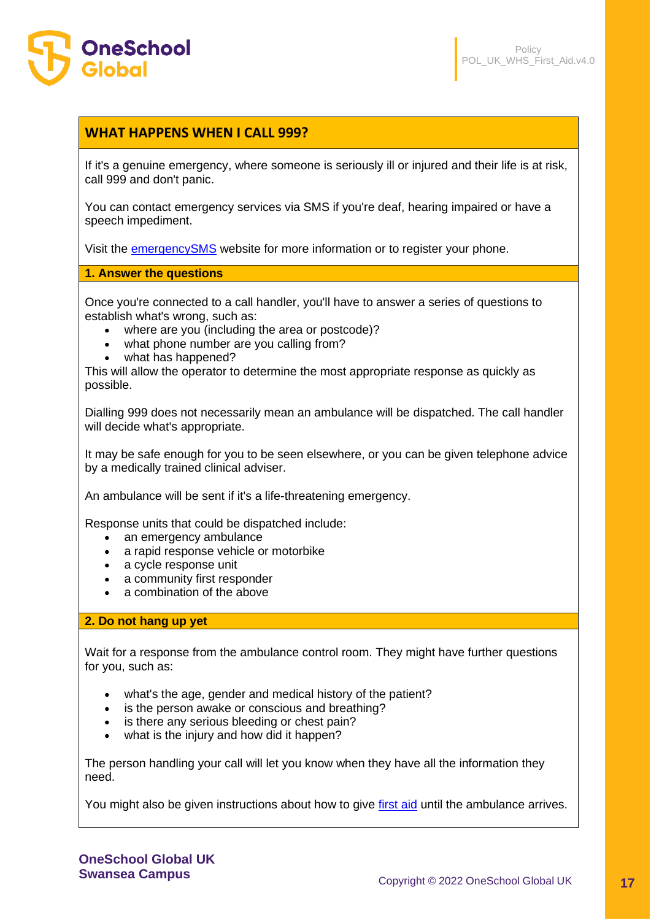## WHAT HAPPENS WHEN I CALL 999?

If it's a genuine emergency, where someone is seriously ill or injured and their life is at risk, call 999 and don't panic.

You can contact emergency services via SMS if you're deaf, hearing impaired or have a speech impediment.

Visit the emergencySMS website for more information or to register your phone.

### 1. Answer the questions

Once you're connected to a call handler, you'll have to answer a series of questions to establish what's wrong, such as:

- where are you (including the area or postcode)?
- what phone number are you calling from?
- what has happened?

This will allow the operator to determine the most appropriate response as quickly as possible.

Dialling 999 does not necessarily mean an ambulance will be dispatched. The call handler will decide what's appropriate.

It may be safe enough for you to be seen elsewhere, or you can be given telephone advice by a medically trained clinical adviser.

An ambulance will be sent if it's a life-threatening emergency.

Response units that could be dispatched include:

- an emergency ambulance
- a rapid response vehicle or motorbike
- a cycle response unit
- a community first responder
- a combination of the above

### 2. Do not hang up yet

Wait for a response from the ambulance control room. They might have further questions for you, such as:

- what's the age, gender and medical history of the patient?
- is the person awake or conscious and breathing?
- is there any serious bleeding or chest pain?
- what is the injury and how did it happen?

The person handling your call will let you know when they have all the information they need.

You might also be given instructions about how to give first aid until the ambulance arrives.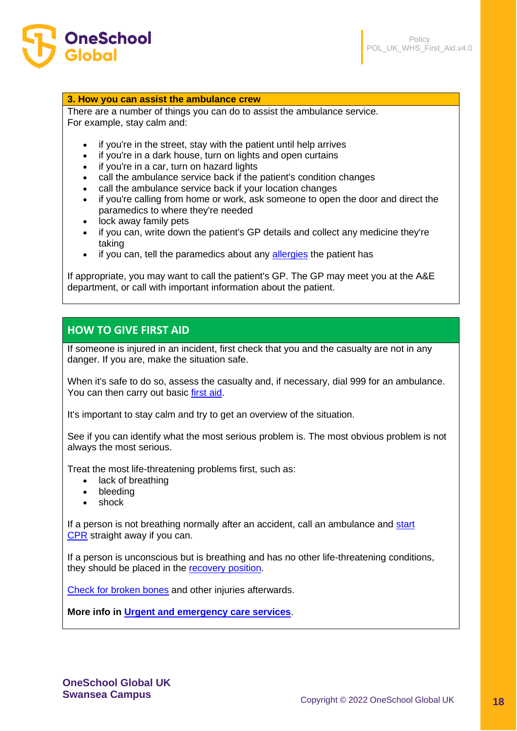### 3. How you can assist the ambulance crew

There are a number of things you can do to assist the ambulance service.
For example, stay calm and:

- if you're in the street, stay with the patient until help arrives
- if you're in a dark house, turn on lights and open curtains
- if you're in a car, turn on hazard lights
- call the ambulance service back if the patient's condition changes
- call the ambulance service back if your location changes
- if you're calling from home or work, ask someone to open the door and direct the paramedics to where they're needed
- lock away family pets
- if you can, write down the patient's GP details and collect any medicine they're taking
- if you can, tell the paramedics about any allergies the patient has

If appropriate, you may want to call the patient's GP. The GP may meet you at the A&E department, or call with important information about the patient.

## HOW TO GIVE FIRST AID

If someone is injured in an incident, first check that you and the casualty are not in any danger. If you are, make the situation safe.

When it's safe to do so, assess the casualty and, if necessary, dial 999 for an ambulance. You can then carry out basic first aid.

It's important to stay calm and try to get an overview of the situation.

See if you can identify what the most serious problem is. The most obvious problem is not always the most serious.

Treat the most life-threatening problems first, such as:

- lack of breathing
- bleeding
- shock

If a person is not breathing normally after an accident, call an ambulance and start CPR straight away if you can.

If a person is unconscious but is breathing and has no other life-threatening conditions, they should be placed in the recovery position.

Check for broken bones and other injuries afterwards.

**More info in Urgent and emergency care services**.

**OneSchool Global UK**
**Swansea Campus**